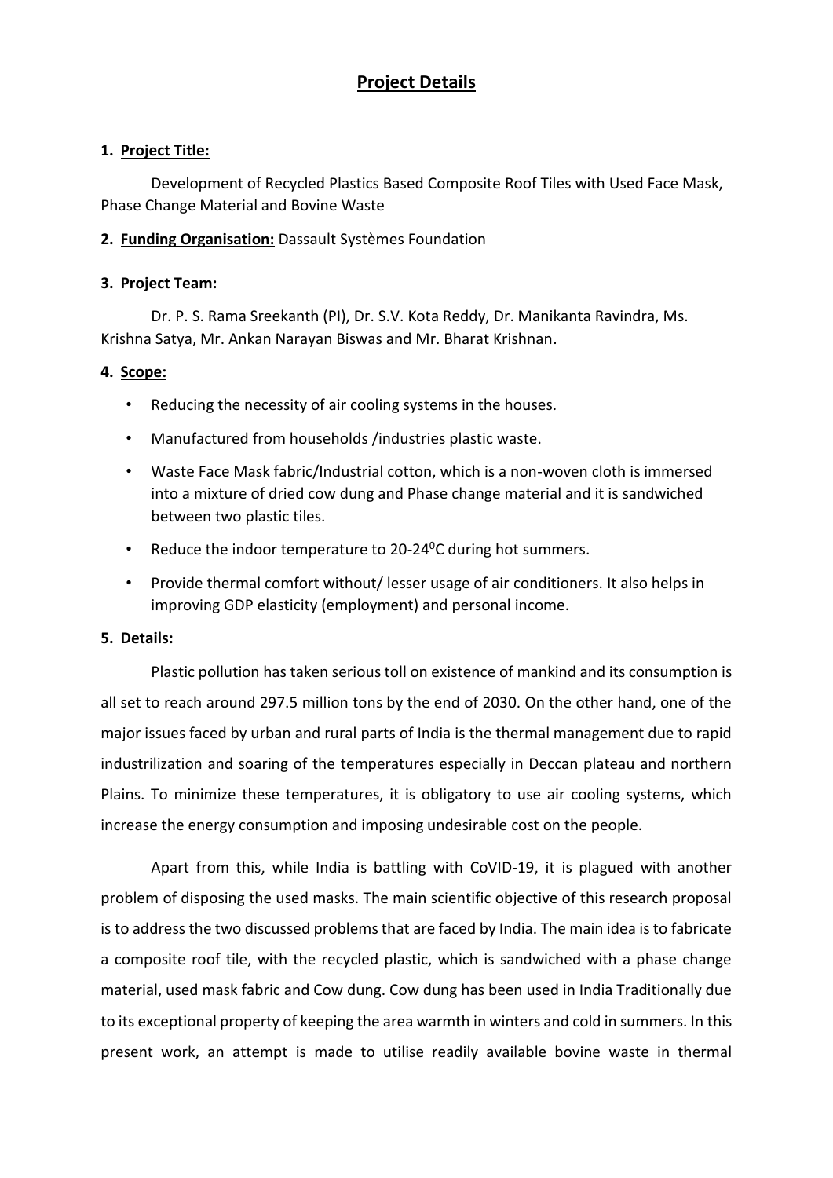# Project Details

## 1. Project Title:

Development of Recycled Plastics Based Composite Roof Tiles with Used Face Mask, Phase Change Material and Bovine Waste

## 2. Funding Organisation: Dassault Systèmes Foundation

## 3. Project Team:

Dr. P. S. Rama Sreekanth (PI), Dr. S.V. Kota Reddy, Dr. Manikanta Ravindra, Ms. Krishna Satya, Mr. Ankan Narayan Biswas and Mr. Bharat Krishnan.

## 4. Scope:

- Reducing the necessity of air cooling systems in the houses.
- Manufactured from households /industries plastic waste.
- Waste Face Mask fabric/Industrial cotton, which is a non-woven cloth is immersed into a mixture of dried cow dung and Phase change material and it is sandwiched between two plastic tiles.
- Reduce the indoor temperature to 20-24$^0$C during hot summers.
- Provide thermal comfort without/ lesser usage of air conditioners. It also helps in improving GDP elasticity (employment) and personal income.

## 5. Details:

Plastic pollution has taken serious toll on existence of mankind and its consumption is all set to reach around 297.5 million tons by the end of 2030. On the other hand, one of the major issues faced by urban and rural parts of India is the thermal management due to rapid industrilization and soaring of the temperatures especially in Deccan plateau and northern Plains. To minimize these temperatures, it is obligatory to use air cooling systems, which increase the energy consumption and imposing undesirable cost on the people.

Apart from this, while India is battling with CoVID-19, it is plagued with another problem of disposing the used masks. The main scientific objective of this research proposal is to address the two discussed problems that are faced by India. The main idea is to fabricate a composite roof tile, with the recycled plastic, which is sandwiched with a phase change material, used mask fabric and Cow dung. Cow dung has been used in India Traditionally due to its exceptional property of keeping the area warmth in winters and cold in summers. In this present work, an attempt is made to utilise readily available bovine waste in thermal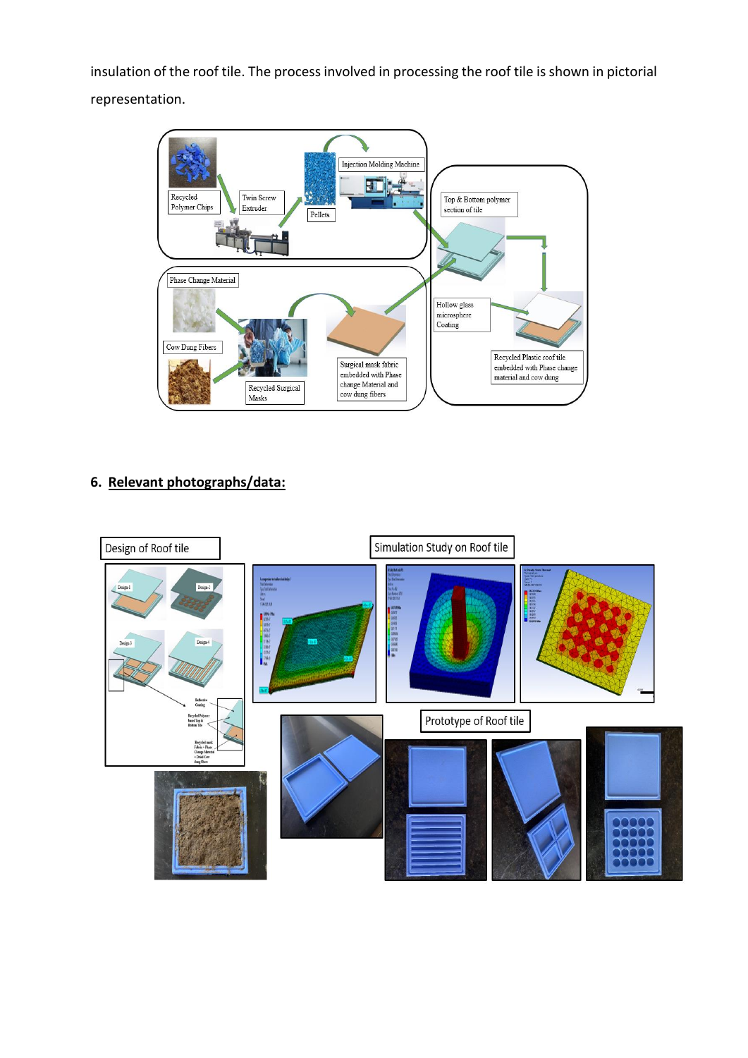insulation of the roof tile. The process involved in processing the roof tile is shown in pictorial representation.

## 6. Relevant photographs/data: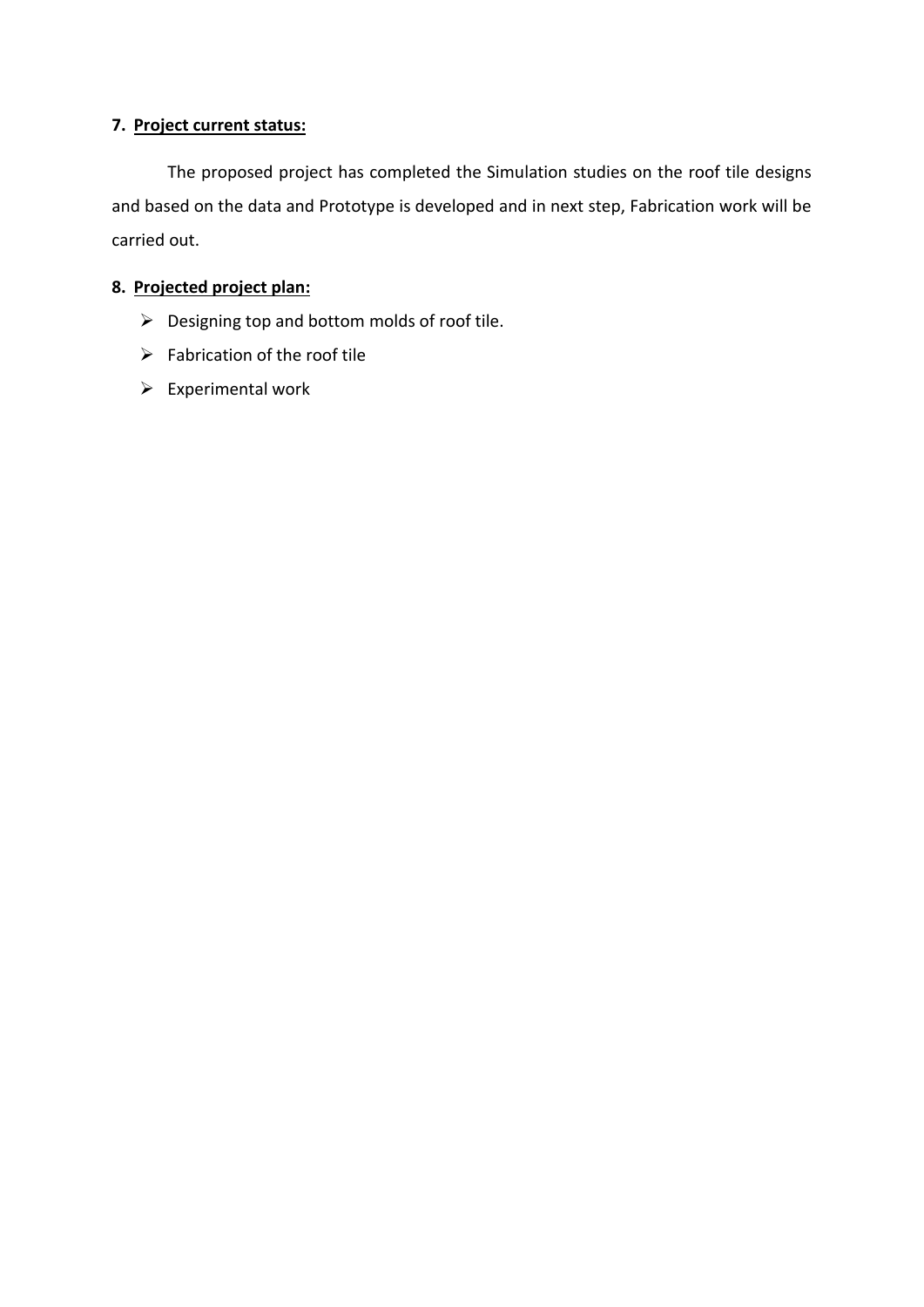## 7. <u>Project current status:</u>

The proposed project has completed the Simulation studies on the roof tile designs and based on the data and Prototype is developed and in next step, Fabrication work will be carried out.

## 8. <u>Projected project plan:</u>

- Designing top and bottom molds of roof tile.
- Fabrication of the roof tile
- Experimental work